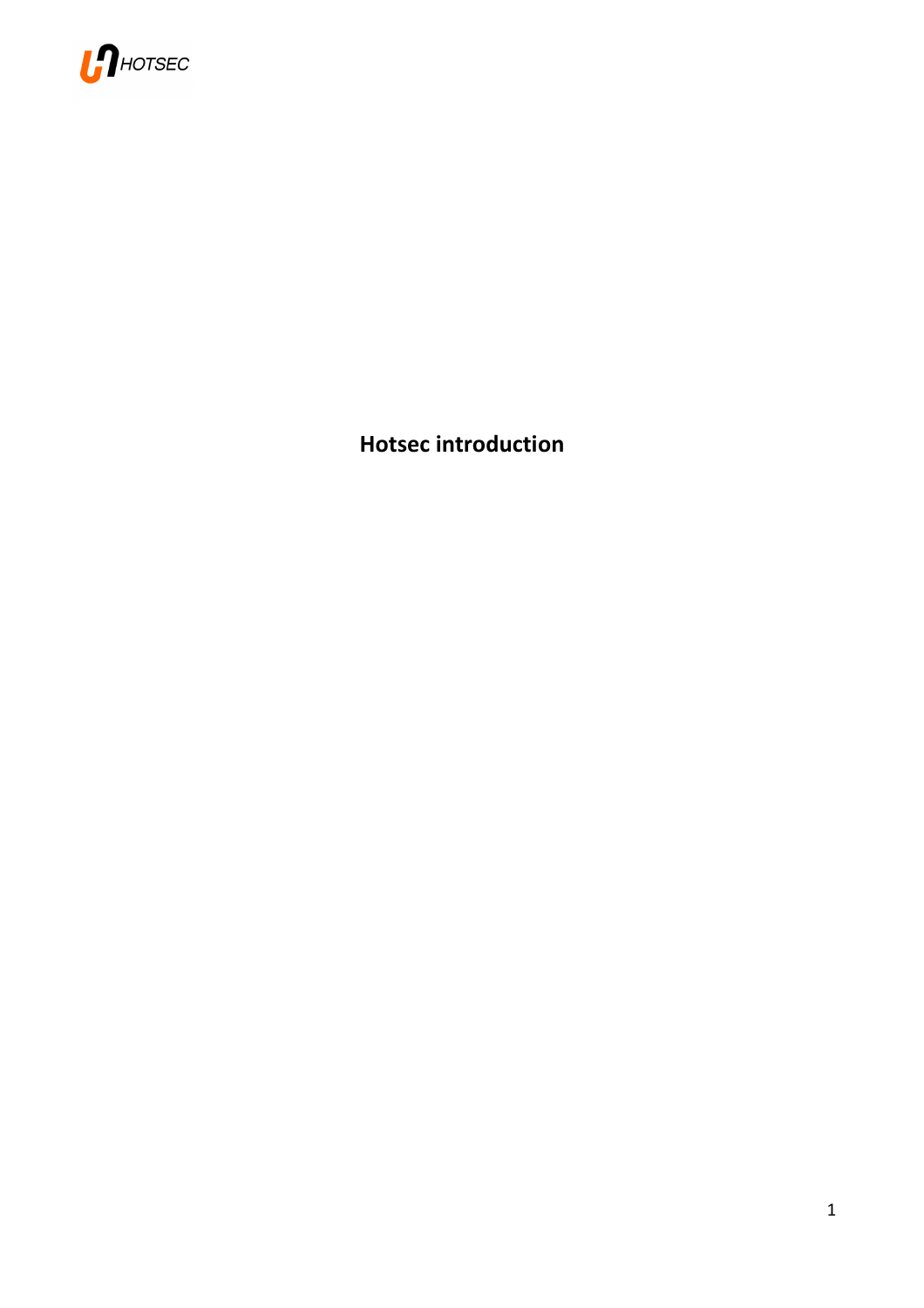# Hotsec introduction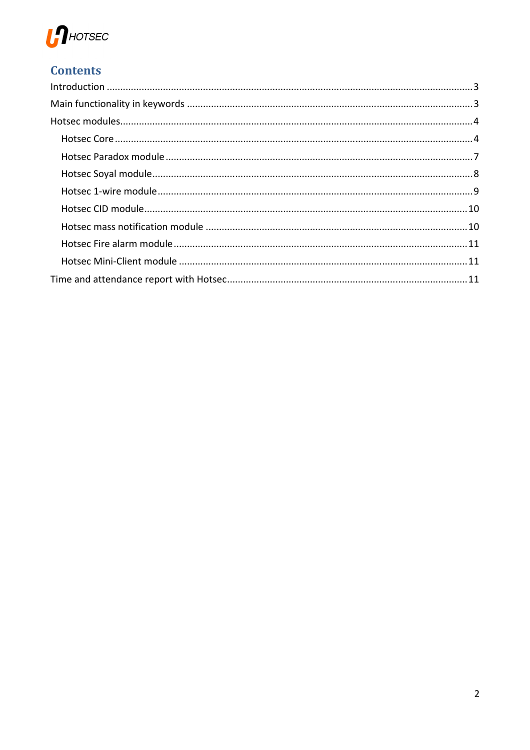# Contents

Introduction ........................................................................................................................ 3

Main functionality in keywords ......................................................................................... 3

Hotsec modules .................................................................................................................. 4

- Hotsec Core .................................................................................................................... 4
- Hotsec Paradox module .................................................................................................. 7
- Hotsec Soyal module ....................................................................................................... 8
- Hotsec 1-wire module ..................................................................................................... 9
- Hotsec CID module ....................................................................................................... 10
- Hotsec mass notification module ................................................................................. 10
- Hotsec Fire alarm module ............................................................................................. 11
- Hotsec Mini-Client module ........................................................................................... 11

Time and attendance report with Hotsec ......................................................................... 11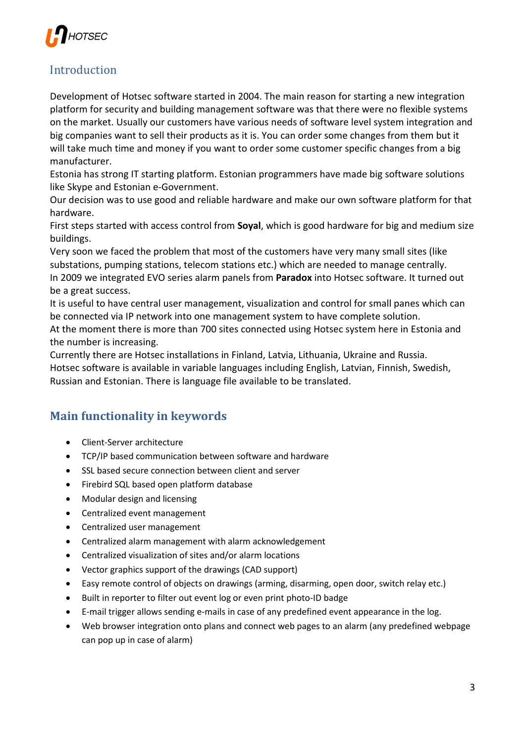## Introduction

Development of Hotsec software started in 2004. The main reason for starting a new integration platform for security and building management software was that there were no flexible systems on the market. Usually our customers have various needs of software level system integration and big companies want to sell their products as it is. You can order some changes from them but it will take much time and money if you want to order some customer specific changes from a big manufacturer.

Estonia has strong IT starting platform. Estonian programmers have made big software solutions like Skype and Estonian e-Government.

Our decision was to use good and reliable hardware and make our own software platform for that hardware.

First steps started with access control from **Soyal**, which is good hardware for big and medium size buildings.

Very soon we faced the problem that most of the customers have very many small sites (like substations, pumping stations, telecom stations etc.) which are needed to manage centrally.

In 2009 we integrated EVO series alarm panels from **Paradox** into Hotsec software. It turned out be a great success.

It is useful to have central user management, visualization and control for small panes which can be connected via IP network into one management system to have complete solution.

At the moment there is more than 700 sites connected using Hotsec system here in Estonia and the number is increasing.

Currently there are Hotsec installations in Finland, Latvia, Lithuania, Ukraine and Russia.

Hotsec software is available in variable languages including English, Latvian, Finnish, Swedish, Russian and Estonian. There is language file available to be translated.

## Main functionality in keywords

- Client-Server architecture
- TCP/IP based communication between software and hardware
- SSL based secure connection between client and server
- Firebird SQL based open platform database
- Modular design and licensing
- Centralized event management
- Centralized user management
- Centralized alarm management with alarm acknowledgement
- Centralized visualization of sites and/or alarm locations
- Vector graphics support of the drawings (CAD support)
- Easy remote control of objects on drawings (arming, disarming, open door, switch relay etc.)
- Built in reporter to filter out event log or even print photo-ID badge
- E-mail trigger allows sending e-mails in case of any predefined event appearance in the log.
- Web browser integration onto plans and connect web pages to an alarm (any predefined webpage can pop up in case of alarm)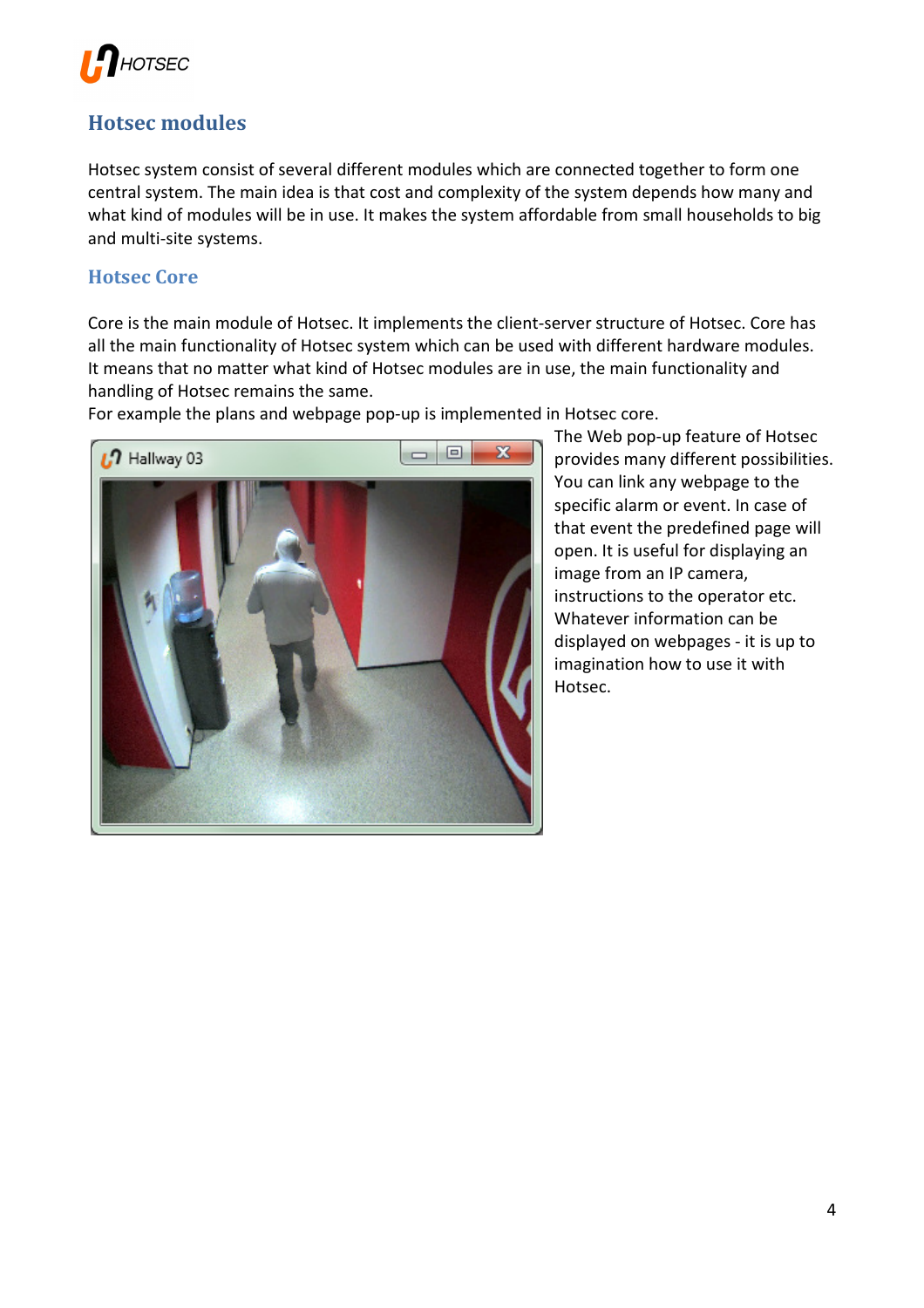## Hotsec modules

Hotsec system consist of several different modules which are connected together to form one central system. The main idea is that cost and complexity of the system depends how many and what kind of modules will be in use. It makes the system affordable from small households to big and multi-site systems.

### Hotsec Core

Core is the main module of Hotsec. It implements the client-server structure of Hotsec. Core has all the main functionality of Hotsec system which can be used with different hardware modules. It means that no matter what kind of Hotsec modules are in use, the main functionality and handling of Hotsec remains the same.

For example the plans and webpage pop-up is implemented in Hotsec core.

The Web pop-up feature of Hotsec provides many different possibilities. You can link any webpage to the specific alarm or event. In case of that event the predefined page will open. It is useful for displaying an image from an IP camera, instructions to the operator etc. Whatever information can be displayed on webpages - it is up to imagination how to use it with Hotsec.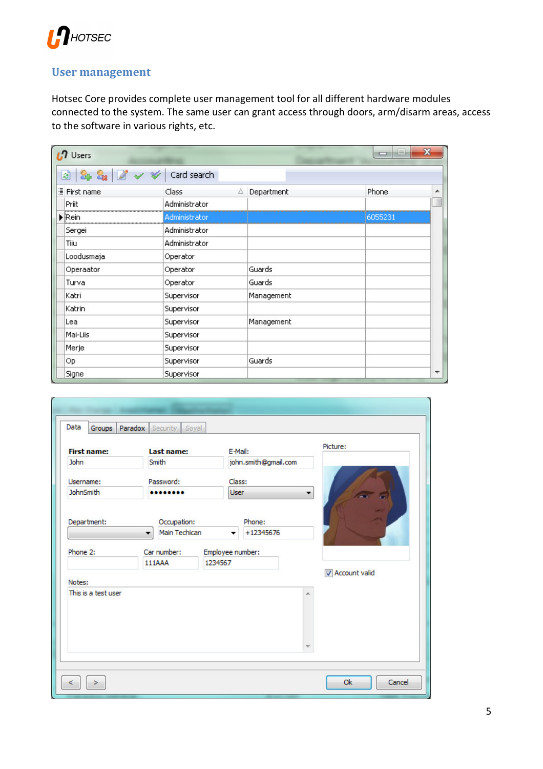## User management

Hotsec Core provides complete user management tool for all different hardware modules connected to the system. The same user can grant access through doors, arm/disarm areas, access to the software in various rights, etc.

| First name | Class | Department | Phone |
|---|---|---|---|
| Priit | Administrator | | |
| Rein | Administrator | | 6055231 |
| Sergei | Administrator | | |
| Tiiu | Administrator | | |
| Loodusmaja | Operator | | |
| Operaator | Operator | Guards | |
| Turva | Operator | Guards | |
| Katri | Supervisor | Management | |
| Katrin | Supervisor | | |
| Lea | Supervisor | Management | |
| Mai-Liis | Supervisor | | |
| Merje | Supervisor | | |
| Op | Supervisor | Guards | |
| Signe | Supervisor | | |

Data | Groups | Paradox | Security | Soyal

- **First name:** John
- **Last name:** Smith
- E-Mail: john.smith@gmail.com
- Username: JohnSmith
- Password: ••••••••
- Class: User
- Department:
- Occupation: Main Techican
- Phone: +12345676
- Phone 2:
- Car number: 111AAA
- Employee number: 1234567
- Notes: This is a test user
- Picture:
- Account valid

< > Ok Cancel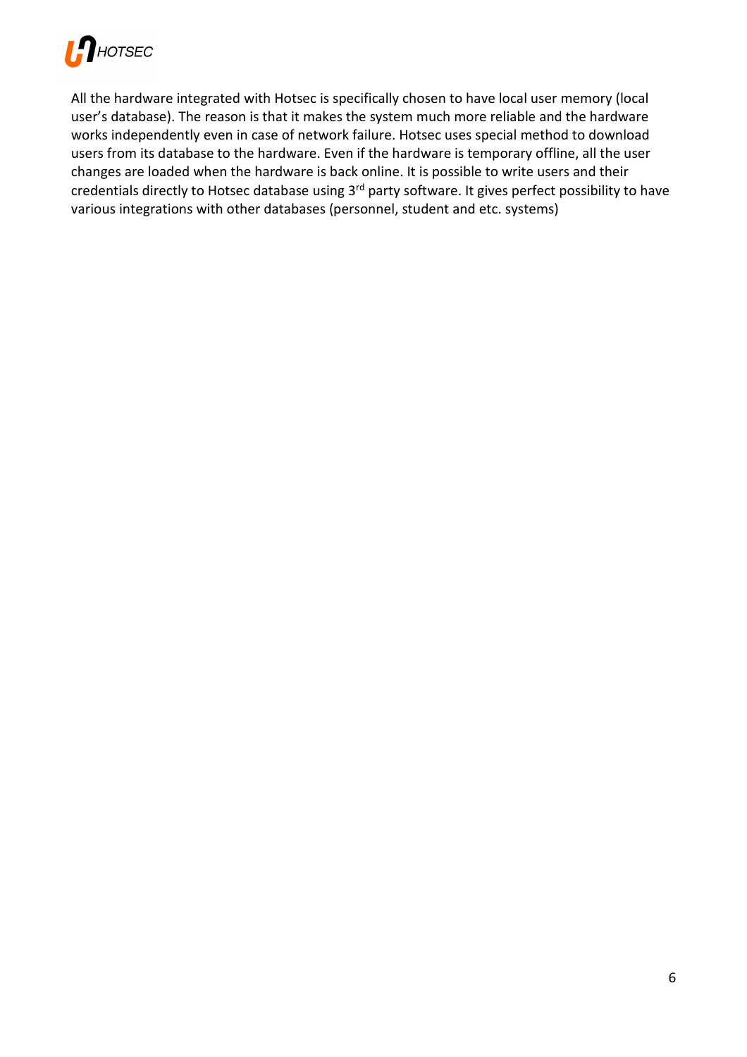All the hardware integrated with Hotsec is specifically chosen to have local user memory (local user's database). The reason is that it makes the system much more reliable and the hardware works independently even in case of network failure. Hotsec uses special method to download users from its database to the hardware. Even if the hardware is temporary offline, all the user changes are loaded when the hardware is back online. It is possible to write users and their credentials directly to Hotsec database using 3rd party software. It gives perfect possibility to have various integrations with other databases (personnel, student and etc. systems)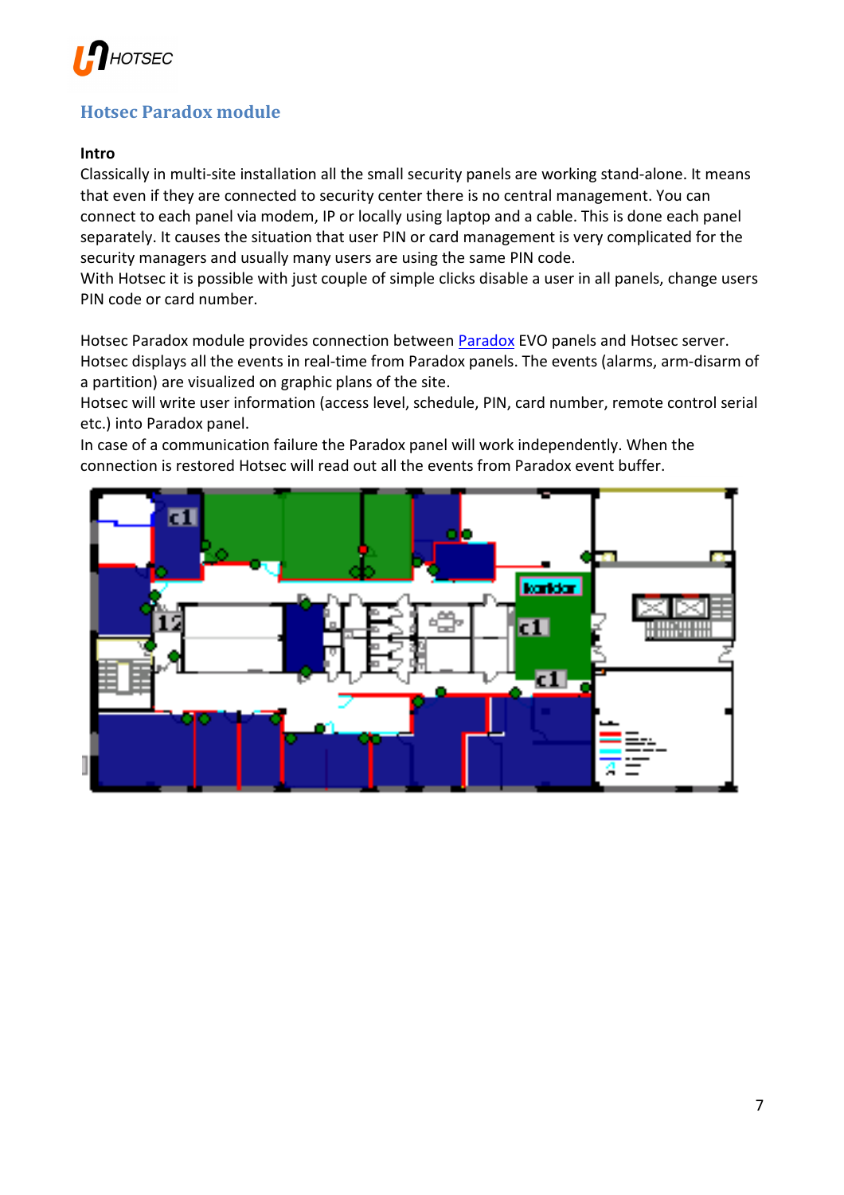## Hotsec Paradox module

**Intro**

Classically in multi-site installation all the small security panels are working stand-alone. It means that even if they are connected to security center there is no central management. You can connect to each panel via modem, IP or locally using laptop and a cable. This is done each panel separately. It causes the situation that user PIN or card management is very complicated for the security managers and usually many users are using the same PIN code.
With Hotsec it is possible with just couple of simple clicks disable a user in all panels, change users PIN code or card number.

Hotsec Paradox module provides connection between Paradox EVO panels and Hotsec server.
Hotsec displays all the events in real-time from Paradox panels. The events (alarms, arm-disarm of a partition) are visualized on graphic plans of the site.
Hotsec will write user information (access level, schedule, PIN, card number, remote control serial etc.) into Paradox panel.
In case of a communication failure the Paradox panel will work independently. When the connection is restored Hotsec will read out all the events from Paradox event buffer.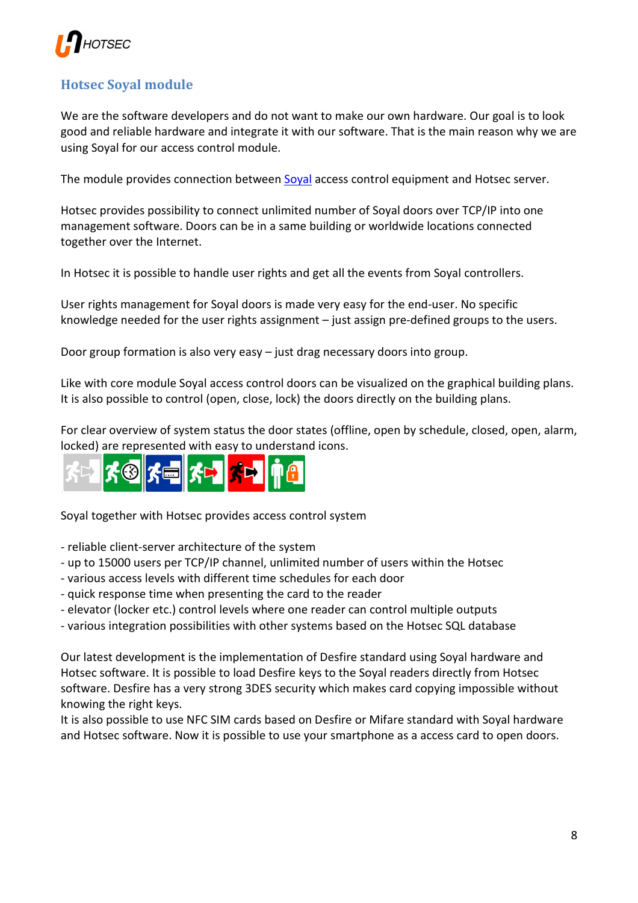## Hotsec Soyal module

We are the software developers and do not want to make our own hardware. Our goal is to look good and reliable hardware and integrate it with our software. That is the main reason why we are using Soyal for our access control module.

The module provides connection between Soyal access control equipment and Hotsec server.

Hotsec provides possibility to connect unlimited number of Soyal doors over TCP/IP into one management software. Doors can be in a same building or worldwide locations connected together over the Internet.

In Hotsec it is possible to handle user rights and get all the events from Soyal controllers.

User rights management for Soyal doors is made very easy for the end-user. No specific knowledge needed for the user rights assignment – just assign pre-defined groups to the users.

Door group formation is also very easy – just drag necessary doors into group.

Like with core module Soyal access control doors can be visualized on the graphical building plans. It is also possible to control (open, close, lock) the doors directly on the building plans.

For clear overview of system status the door states (offline, open by schedule, closed, open, alarm, locked) are represented with easy to understand icons.

Soyal together with Hotsec provides access control system

- reliable client-server architecture of the system
- up to 15000 users per TCP/IP channel, unlimited number of users within the Hotsec
- various access levels with different time schedules for each door
- quick response time when presenting the card to the reader
- elevator (locker etc.) control levels where one reader can control multiple outputs
- various integration possibilities with other systems based on the Hotsec SQL database

Our latest development is the implementation of Desfire standard using Soyal hardware and Hotsec software. It is possible to load Desfire keys to the Soyal readers directly from Hotsec software. Desfire has a very strong 3DES security which makes card copying impossible without knowing the right keys.
It is also possible to use NFC SIM cards based on Desfire or Mifare standard with Soyal hardware and Hotsec software. Now it is possible to use your smartphone as a access card to open doors.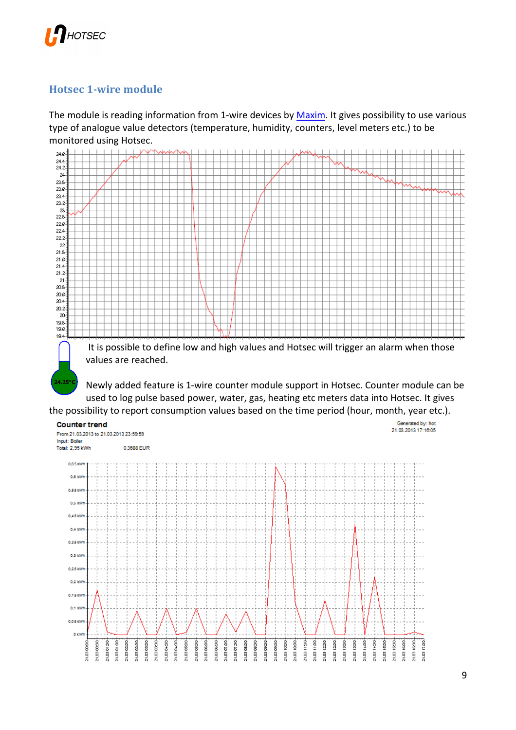## Hotsec 1-wire module

The module is reading information from 1-wire devices by [Maxim](). It gives possibility to use various type of analogue value detectors (temperature, humidity, counters, level meters etc.) to be monitored using Hotsec.

It is possible to define low and high values and Hotsec will trigger an alarm when those values are reached.

Newly added feature is 1-wire counter module support in Hotsec. Counter module can be used to log pulse based power, water, gas, heating etc meters data into Hotsec. It gives the possibility to report consumption values based on the time period (hour, month, year etc.).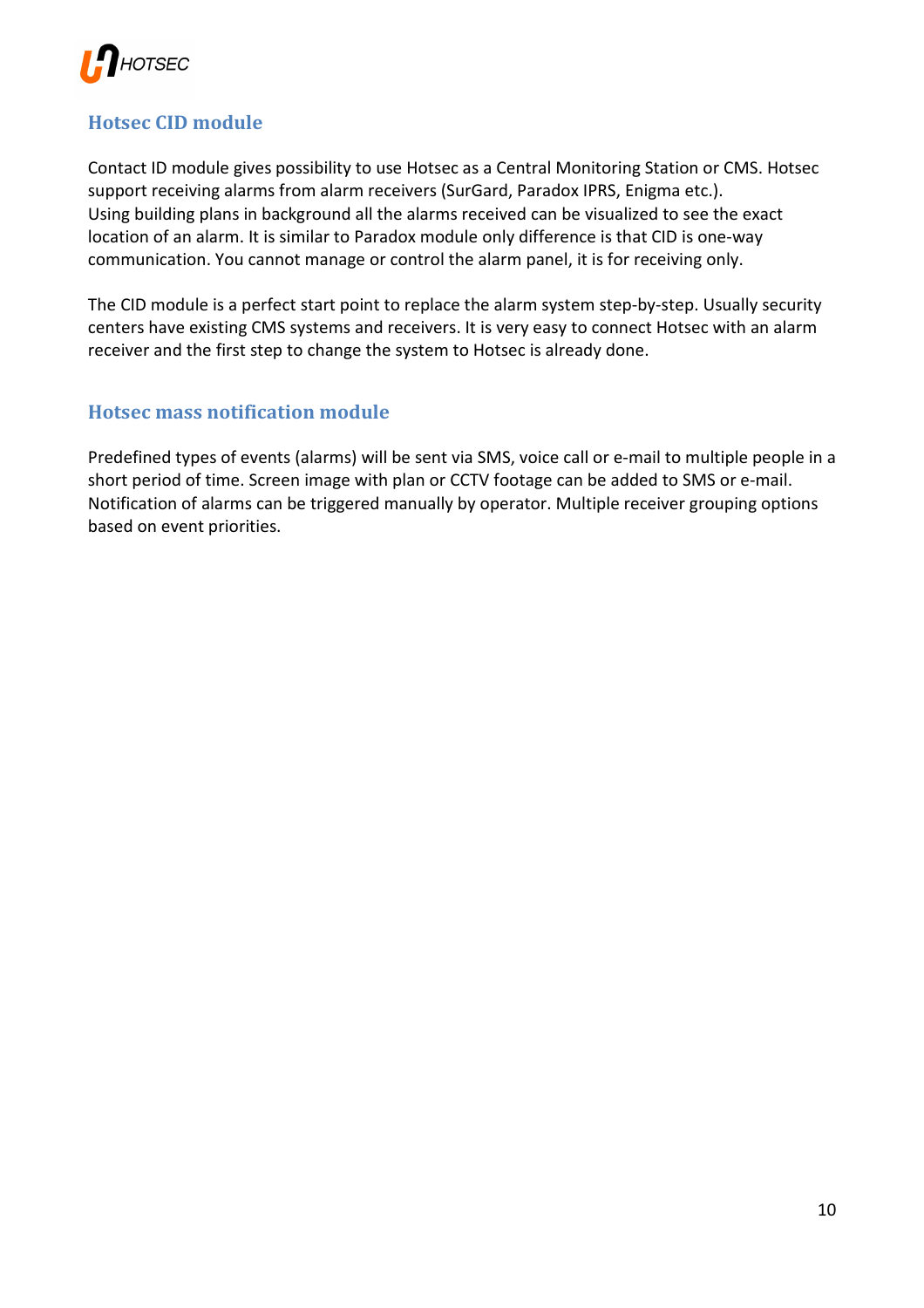## Hotsec CID module

Contact ID module gives possibility to use Hotsec as a Central Monitoring Station or CMS. Hotsec support receiving alarms from alarm receivers (SurGard, Paradox IPRS, Enigma etc.).
Using building plans in background all the alarms received can be visualized to see the exact location of an alarm. It is similar to Paradox module only difference is that CID is one-way communication. You cannot manage or control the alarm panel, it is for receiving only.

The CID module is a perfect start point to replace the alarm system step-by-step. Usually security centers have existing CMS systems and receivers. It is very easy to connect Hotsec with an alarm receiver and the first step to change the system to Hotsec is already done.

## Hotsec mass notification module

Predefined types of events (alarms) will be sent via SMS, voice call or e-mail to multiple people in a short period of time. Screen image with plan or CCTV footage can be added to SMS or e-mail. Notification of alarms can be triggered manually by operator. Multiple receiver grouping options based on event priorities.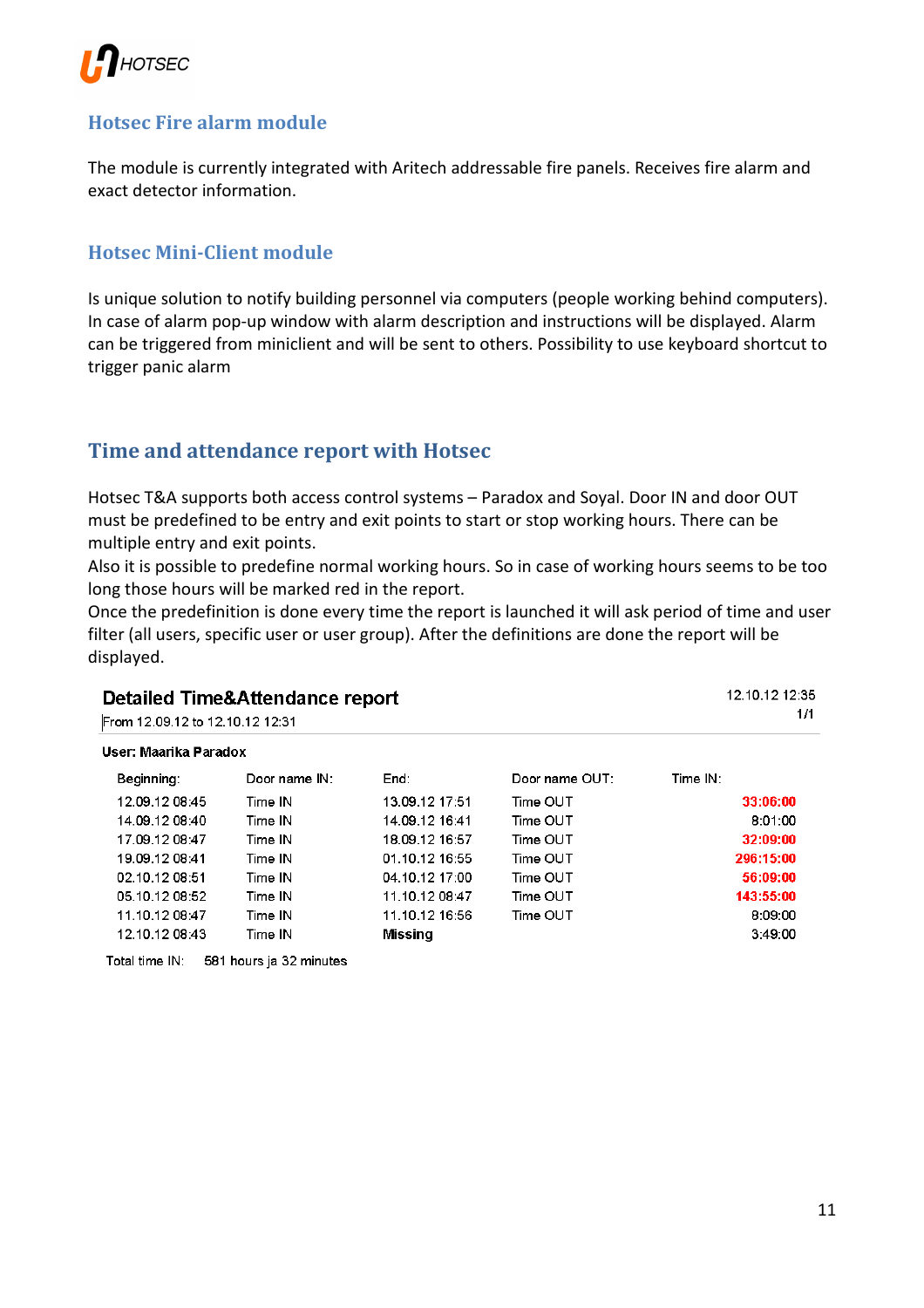## Hotsec Fire alarm module

The module is currently integrated with Aritech addressable fire panels. Receives fire alarm and exact detector information.

## Hotsec Mini-Client module

Is unique solution to notify building personnel via computers (people working behind computers). In case of alarm pop-up window with alarm description and instructions will be displayed. Alarm can be triggered from miniclient and will be sent to others. Possibility to use keyboard shortcut to trigger panic alarm

# Time and attendance report with Hotsec

Hotsec T&A supports both access control systems – Paradox and Soyal. Door IN and door OUT must be predefined to be entry and exit points to start or stop working hours. There can be multiple entry and exit points.

Also it is possible to predefine normal working hours. So in case of working hours seems to be too long those hours will be marked red in the report.

Once the predefinition is done every time the report is launched it will ask period of time and user filter (all users, specific user or user group). After the definitions are done the report will be displayed.

**Detailed Time&Attendance report**

From 12.09.12 to 12.10.12 12:31

12.10.12 12:35

1/1

**User: Maarika Paradox**

| Beginning: | Door name IN: | End: | Door name OUT: | Time IN: |
|---|---|---|---|---|
| 12.09.12 08:45 | Time IN | 13.09.12 17:51 | Time OUT | **33:06:00** |
| 14.09.12 08:40 | Time IN | 14.09.12 16:41 | Time OUT | 8:01:00 |
| 17.09.12 08:47 | Time IN | 18.09.12 16:57 | Time OUT | **32:09:00** |
| 19.09.12 08:41 | Time IN | 01.10.12 16:55 | Time OUT | **296:15:00** |
| 02.10.12 08:51 | Time IN | 04.10.12 17:00 | Time OUT | **56:09:00** |
| 05.10.12 08:52 | Time IN | 11.10.12 08:47 | Time OUT | **143:55:00** |
| 11.10.12 08:47 | Time IN | 11.10.12 16:56 | Time OUT | 8:09:00 |
| 12.10.12 08:43 | Time IN | **Missing** | | 3:49:00 |

Total time IN: 581 hours ja 32 minutes